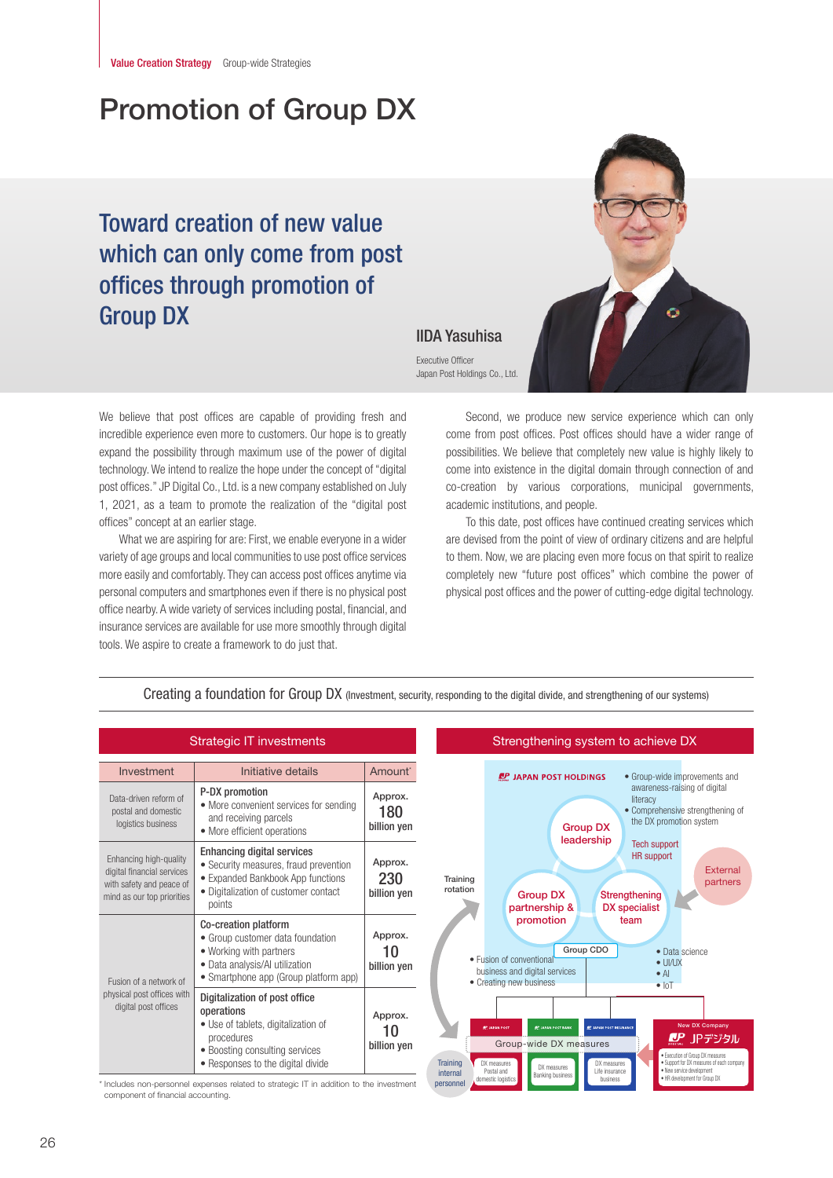Value Creation Strategy Group-wide Strategies

# Promotion of Group DX

## Toward creation of new value which can only come from post offices through promotion of Group DX

**IIDA Yasuhisa**

Executive Officer
Japan Post Holdings Co., Ltd.

We believe that post offices are capable of providing fresh and incredible experience even more to customers. Our hope is to greatly expand the possibility through maximum use of the power of digital technology. We intend to realize the hope under the concept of "digital post offices." JP Digital Co., Ltd. is a new company established on July 1, 2021, as a team to promote the realization of the "digital post offices" concept at an earlier stage.

What we are aspiring for are: First, we enable everyone in a wider variety of age groups and local communities to use post office services more easily and comfortably. They can access post offices anytime via personal computers and smartphones even if there is no physical post office nearby. A wide variety of services including postal, financial, and insurance services are available for use more smoothly through digital tools. We aspire to create a framework to do just that.

Second, we produce new service experience which can only come from post offices. Post offices should have a wider range of possibilities. We believe that completely new value is highly likely to come into existence in the digital domain through connection of and co-creation by various corporations, municipal governments, academic institutions, and people.

To this date, post offices have continued creating services which are devised from the point of view of ordinary citizens and are helpful to them. Now, we are placing even more focus on that spirit to realize completely new "future post offices" which combine the power of physical post offices and the power of cutting-edge digital technology.

### Creating a foundation for Group DX (Investment, security, responding to the digital divide, and strengthening of our systems)

#### Strategic IT investments

| Investment | Initiative details | Amount* |
|---|---|---|
| Data-driven reform of postal and domestic logistics business | **P-DX promotion**<br>• More convenient services for sending and receiving parcels<br>• More efficient operations | Approx. 180 billion yen |
| Enhancing high-quality digital financial services with safety and peace of mind as our top priorities | **Enhancing digital services**<br>• Security measures, fraud prevention<br>• Expanded Bankbook App functions<br>• Digitalization of customer contact points | Approx. 230 billion yen |
| Fusion of a network of physical post offices with digital post offices | **Co-creation platform**<br>• Group customer data foundation<br>• Working with partners<br>• Data analysis/AI utilization<br>• Smartphone app (Group platform app) | Approx. 10 billion yen |
| | **Digitalization of post office operations**<br>• Use of tablets, digitalization of procedures<br>• Boosting consulting services<br>• Responses to the digital divide | Approx. 10 billion yen |

* Includes non-personnel expenses related to strategic IT in addition to the investment component of financial accounting.

#### Strengthening system to achieve DX

JAPAN POST HOLDINGS
- Group DX leadership
  - Group-wide improvements and awareness-raising of digital literacy
  - Comprehensive strengthening of the DX promotion system
- Tech support / HR support
- Group DX partnership & promotion
  - Fusion of conventional business and digital services
  - Creating new business
- Strengthening DX specialist team
  - Data science
  - UI/UX
  - AI
  - IoT
- Group CDO
- External partners
- Training rotation
- Training internal personnel

Group-wide DX measures
- JAPAN POST: DX measures Postal and domestic logistics business
- JAPAN POST BANK: DX measures Banking business
- JAPAN POST INSURANCE: DX measures Life insurance business
- New DX Company JPデジタル
  - Execution of Group DX measures
  - Support for DX measures of each company
  - New service development
  - HR development for Group DX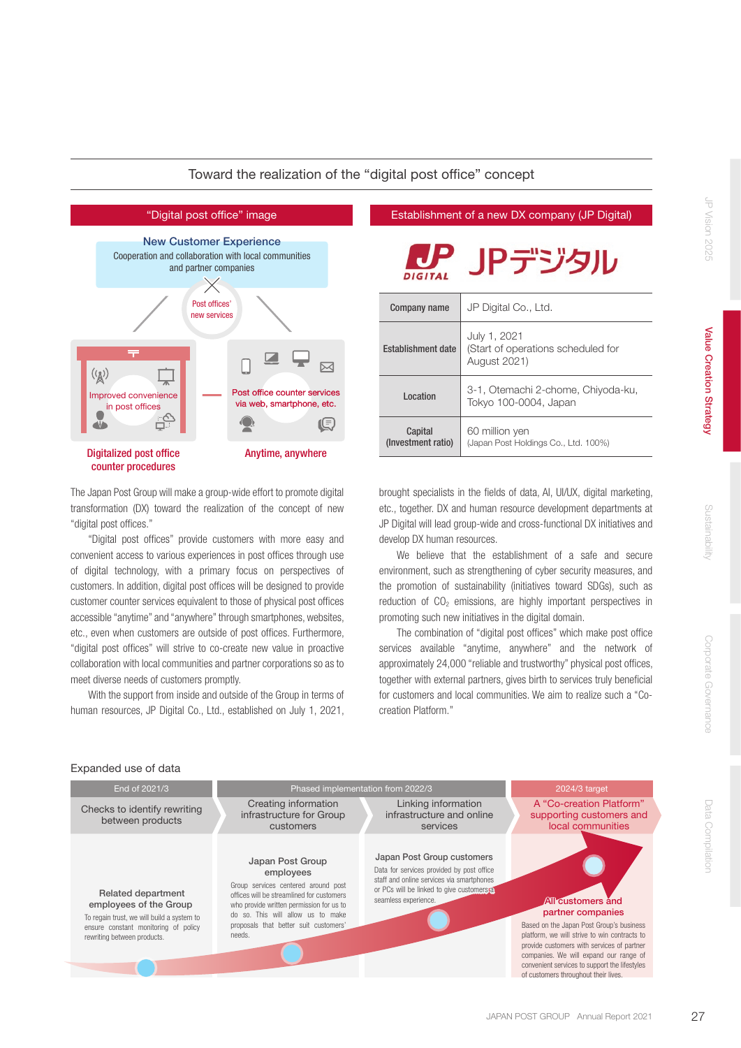## Toward the realization of the “digital post office” concept

### “Digital post office” image

New Customer Experience

Cooperation and collaboration with local communities and partner companies

Post offices’ new services

Improved convenience in post offices

Post office counter services via web, smartphone, etc.

Digitalized post office counter procedures

Anytime, anywhere

### Establishment of a new DX company (JP Digital)

JP DIGITAL JPデジタル

| | |
|---|---|
| Company name | JP Digital Co., Ltd. |
| Establishment date | July 1, 2021 (Start of operations scheduled for August 2021) |
| Location | 3-1, Otemachi 2-chome, Chiyoda-ku, Tokyo 100-0004, Japan |
| Capital (Investment ratio) | 60 million yen (Japan Post Holdings Co., Ltd. 100%) |

The Japan Post Group will make a group-wide effort to promote digital transformation (DX) toward the realization of the concept of new “digital post offices.”

“Digital post offices” provide customers with more easy and convenient access to various experiences in post offices through use of digital technology, with a primary focus on perspectives of customers. In addition, digital post offices will be designed to provide customer counter services equivalent to those of physical post offices accessible “anytime” and “anywhere” through smartphones, websites, etc., even when customers are outside of post offices. Furthermore, “digital post offices” will strive to co-create new value in proactive collaboration with local communities and partner corporations so as to meet diverse needs of customers promptly.

With the support from inside and outside of the Group in terms of human resources, JP Digital Co., Ltd., established on July 1, 2021, brought specialists in the fields of data, AI, UI/UX, digital marketing, etc., together. DX and human resource development departments at JP Digital will lead group-wide and cross-functional DX initiatives and develop DX human resources.

We believe that the establishment of a safe and secure environment, such as strengthening of cyber security measures, and the promotion of sustainability (initiatives toward SDGs), such as reduction of $CO_2$ emissions, are highly important perspectives in promoting such new initiatives in the digital domain.

The combination of “digital post offices” which make post office services available “anytime, anywhere” and the network of approximately 24,000 “reliable and trustworthy” physical post offices, together with external partners, gives birth to services truly beneficial for customers and local communities. We aim to realize such a “Co-creation Platform.”

### Expanded use of data

End of 2021/3

Checks to identify rewriting between products

Related department employees of the Group

To regain trust, we will build a system to ensure constant monitoring of policy rewriting between products.

Phased implementation from 2022/3

Creating information infrastructure for Group customers

Japan Post Group employees

Group services centered around post offices will be streamlined for customers who provide written permission for us to do so. This will allow us to make proposals that better suit customers’ needs.

Linking information infrastructure and online services

Japan Post Group customers

Data for services provided by post office staff and online services via smartphones or PCs will be linked to give customers a seamless experience.

2024/3 target

A “Co-creation Platform” supporting customers and local communities

All customers and partner companies

Based on the Japan Post Group’s business platform, we will strive to win contracts to provide customers with services of partner companies. We will expand our range of convenient services to support the lifestyles of customers throughout their lives.